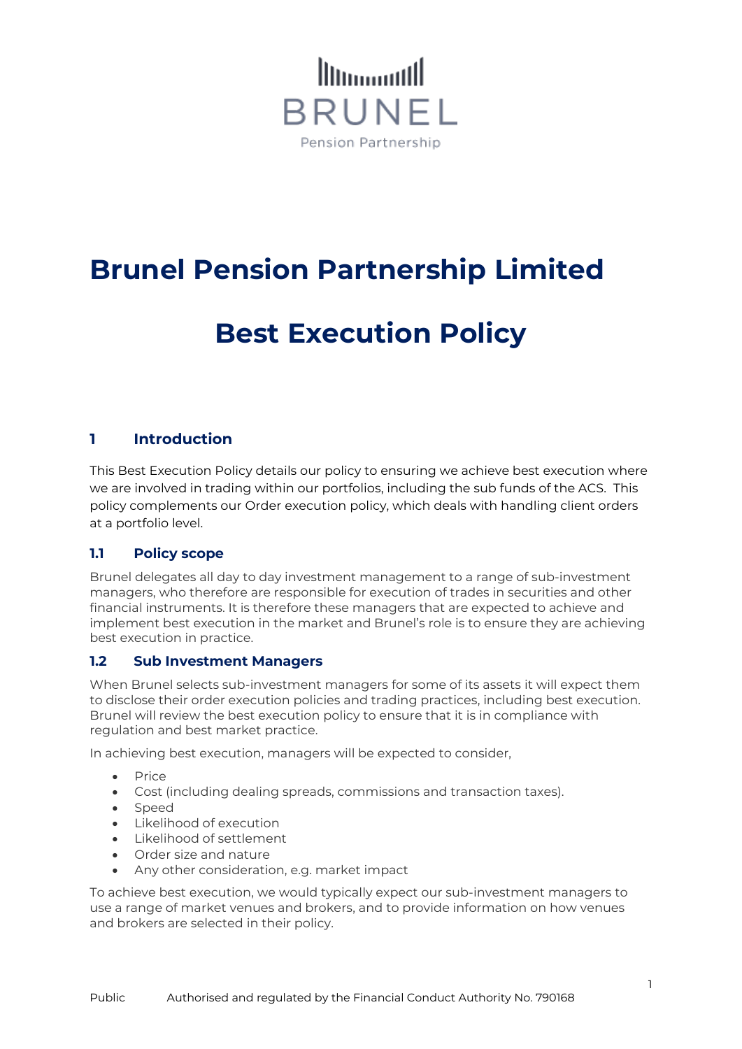BRUNEL

Pension Partnership

# Brunel Pension Partnership Limited

# Best Execution Policy

## 1 Introduction

This Best Execution Policy details our policy to ensuring we achieve best execution where we are involved in trading within our portfolios, including the sub funds of the ACS. This policy complements our Order execution policy, which deals with handling client orders at a portfolio level.

### 1.1 Policy scope

Brunel delegates all day to day investment management to a range of sub-investment managers, who therefore are responsible for execution of trades in securities and other financial instruments. It is therefore these managers that are expected to achieve and implement best execution in the market and Brunel's role is to ensure they are achieving best execution in practice.

### 1.2 Sub Investment Managers

When Brunel selects sub-investment managers for some of its assets it will expect them to disclose their order execution policies and trading practices, including best execution. Brunel will review the best execution policy to ensure that it is in compliance with regulation and best market practice.

In achieving best execution, managers will be expected to consider,

- Price
- Cost (including dealing spreads, commissions and transaction taxes).
- Speed
- Likelihood of execution
- Likelihood of settlement
- Order size and nature
- Any other consideration, e.g. market impact

To achieve best execution, we would typically expect our sub-investment managers to use a range of market venues and brokers, and to provide information on how venues and brokers are selected in their policy.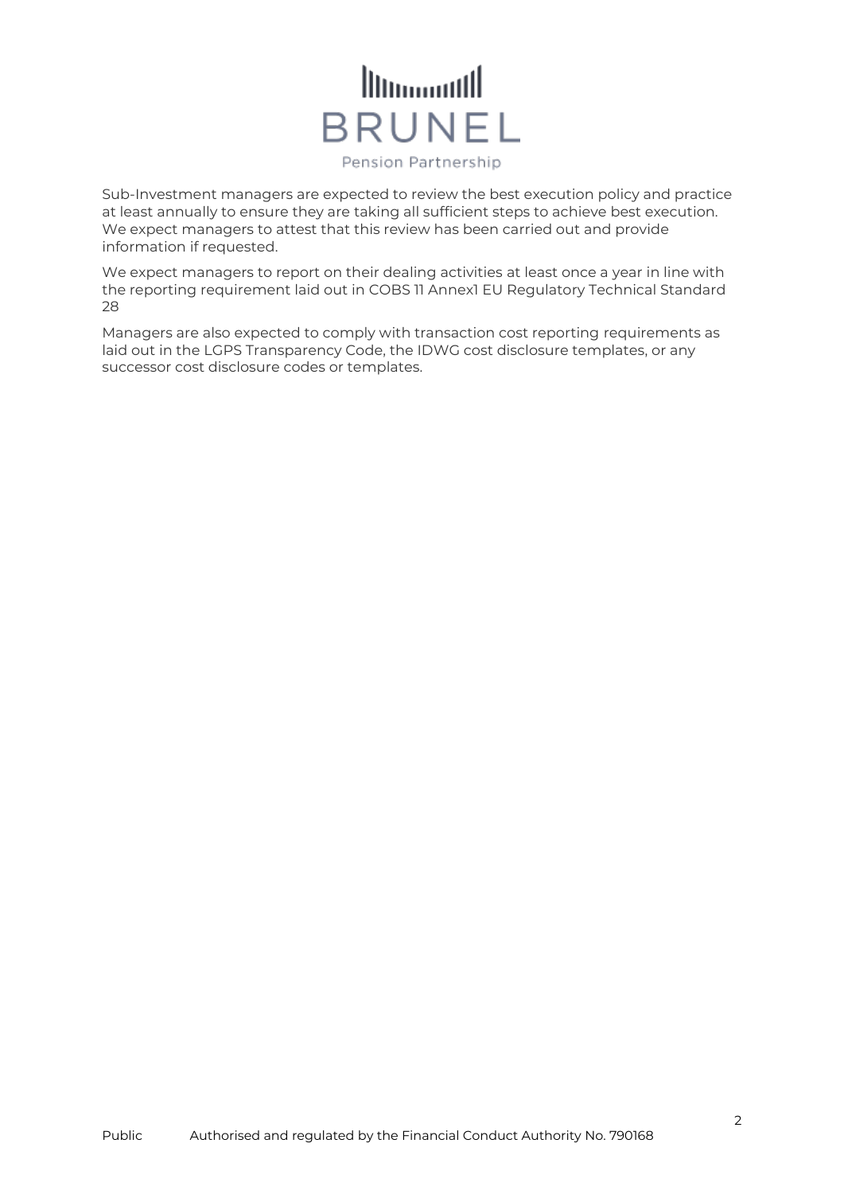Sub-Investment managers are expected to review the best execution policy and practice at least annually to ensure they are taking all sufficient steps to achieve best execution. We expect managers to attest that this review has been carried out and provide information if requested.

We expect managers to report on their dealing activities at least once a year in line with the reporting requirement laid out in COBS 11 Annex1 EU Regulatory Technical Standard 28

Managers are also expected to comply with transaction cost reporting requirements as laid out in the LGPS Transparency Code, the IDWG cost disclosure templates, or any successor cost disclosure codes or templates.